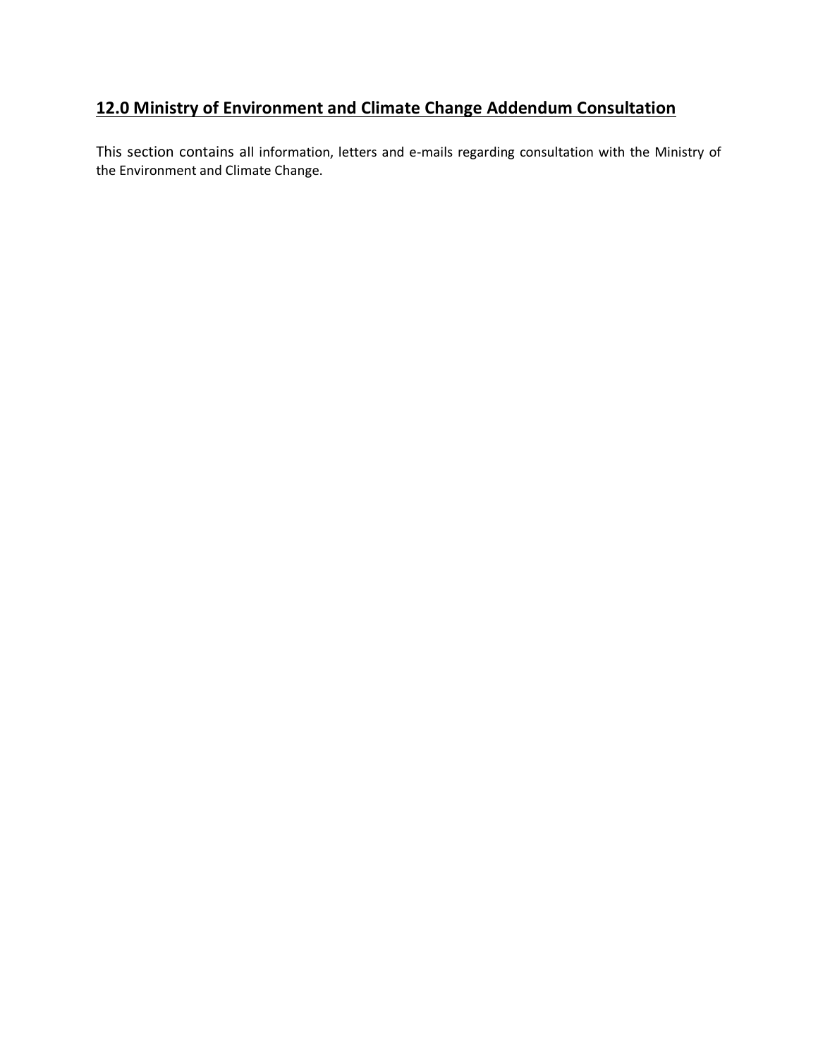## 12.0 Ministry of Environment and Climate Change Addendum Consultation

This section contains all information, letters and e-mails regarding consultation with the Ministry of the Environment and Climate Change.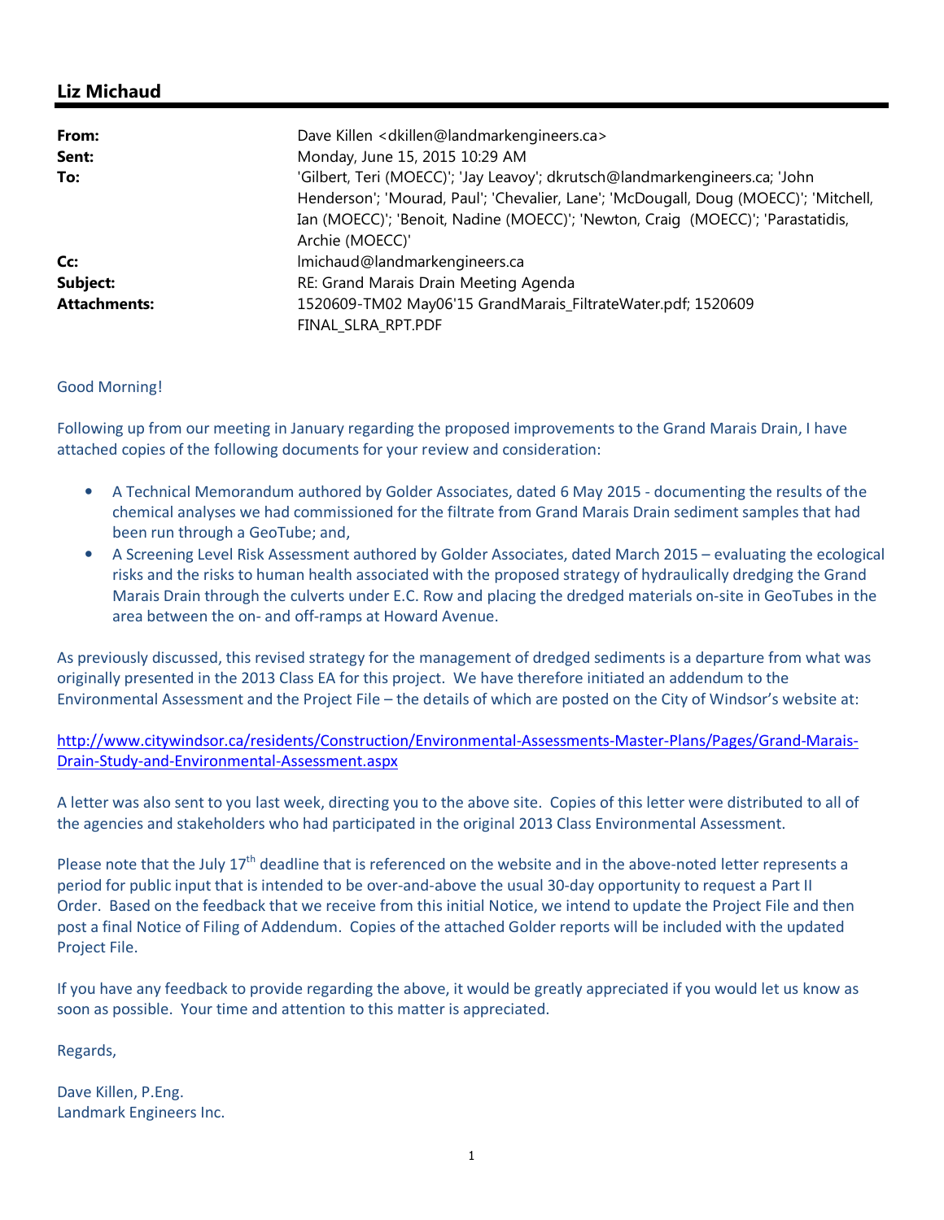## Liz Michaud

| | |
|---|---|
| **From:** | Dave Killen <dkillen@landmarkengineers.ca> |
| **Sent:** | Monday, June 15, 2015 10:29 AM |
| **To:** | 'Gilbert, Teri (MOECC)'; 'Jay Leavoy'; dkrutsch@landmarkengineers.ca; 'John Henderson'; 'Mourad, Paul'; 'Chevalier, Lane'; 'McDougall, Doug (MOECC)'; 'Mitchell, Ian (MOECC)'; 'Benoit, Nadine (MOECC)'; 'Newton, Craig (MOECC)'; 'Parastatidis, Archie (MOECC)' |
| **Cc:** | lmichaud@landmarkengineers.ca |
| **Subject:** | RE: Grand Marais Drain Meeting Agenda |
| **Attachments:** | 1520609-TM02 May06'15 GrandMarais_FiltrateWater.pdf; 1520609 FINAL_SLRA_RPT.PDF |

Good Morning!

Following up from our meeting in January regarding the proposed improvements to the Grand Marais Drain, I have attached copies of the following documents for your review and consideration:

- A Technical Memorandum authored by Golder Associates, dated 6 May 2015 - documenting the results of the chemical analyses we had commissioned for the filtrate from Grand Marais Drain sediment samples that had been run through a GeoTube; and,
- A Screening Level Risk Assessment authored by Golder Associates, dated March 2015 – evaluating the ecological risks and the risks to human health associated with the proposed strategy of hydraulically dredging the Grand Marais Drain through the culverts under E.C. Row and placing the dredged materials on-site in GeoTubes in the area between the on- and off-ramps at Howard Avenue.

As previously discussed, this revised strategy for the management of dredged sediments is a departure from what was originally presented in the 2013 Class EA for this project. We have therefore initiated an addendum to the Environmental Assessment and the Project File – the details of which are posted on the City of Windsor's website at:

http://www.citywindsor.ca/residents/Construction/Environmental-Assessments-Master-Plans/Pages/Grand-Marais-Drain-Study-and-Environmental-Assessment.aspx

A letter was also sent to you last week, directing you to the above site. Copies of this letter were distributed to all of the agencies and stakeholders who had participated in the original 2013 Class Environmental Assessment.

Please note that the July 17th deadline that is referenced on the website and in the above-noted letter represents a period for public input that is intended to be over-and-above the usual 30-day opportunity to request a Part II Order. Based on the feedback that we receive from this initial Notice, we intend to update the Project File and then post a final Notice of Filing of Addendum. Copies of the attached Golder reports will be included with the updated Project File.

If you have any feedback to provide regarding the above, it would be greatly appreciated if you would let us know as soon as possible. Your time and attention to this matter is appreciated.

Regards,

Dave Killen, P.Eng.
Landmark Engineers Inc.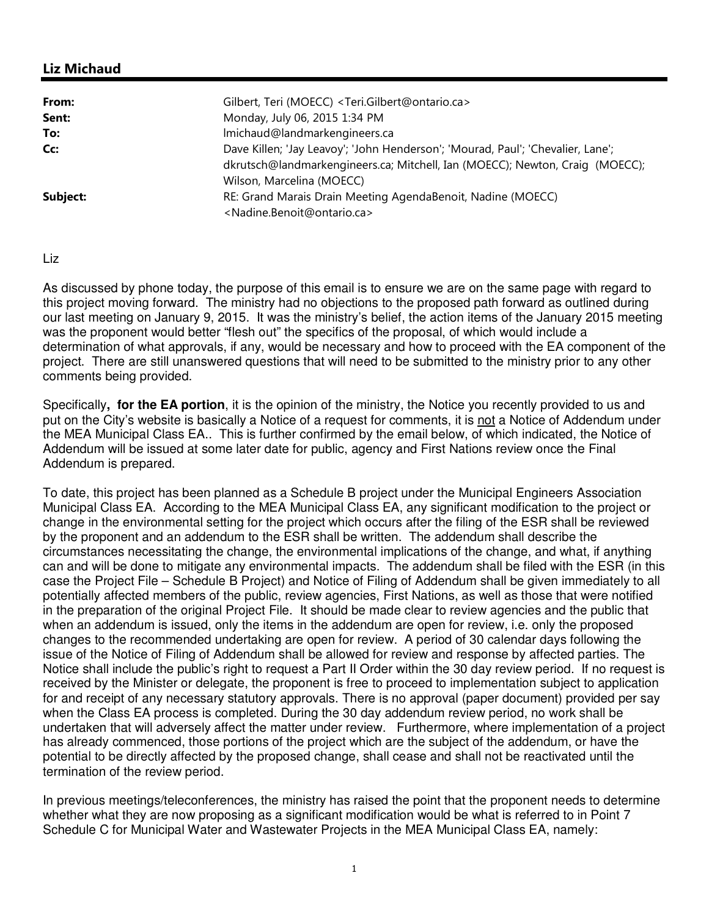## Liz Michaud

| | |
|---|---|
| **From:** | Gilbert, Teri (MOECC) <Teri.Gilbert@ontario.ca> |
| **Sent:** | Monday, July 06, 2015 1:34 PM |
| **To:** | lmichaud@landmarkengineers.ca |
| **Cc:** | Dave Killen; 'Jay Leavoy'; 'John Henderson'; 'Mourad, Paul'; 'Chevalier, Lane'; dkrutsch@landmarkengineers.ca; Mitchell, Ian (MOECC); Newton, Craig (MOECC); Wilson, Marcelina (MOECC) |
| **Subject:** | RE: Grand Marais Drain Meeting AgendaBenoit, Nadine (MOECC) <Nadine.Benoit@ontario.ca> |

Liz

As discussed by phone today, the purpose of this email is to ensure we are on the same page with regard to this project moving forward. The ministry had no objections to the proposed path forward as outlined during our last meeting on January 9, 2015. It was the ministry's belief, the action items of the January 2015 meeting was the proponent would better "flesh out" the specifics of the proposal, of which would include a determination of what approvals, if any, would be necessary and how to proceed with the EA component of the project. There are still unanswered questions that will need to be submitted to the ministry prior to any other comments being provided.

Specifically**, for the EA portion**, it is the opinion of the ministry, the Notice you recently provided to us and put on the City's website is basically a Notice of a request for comments, it is <u>not</u> a Notice of Addendum under the MEA Municipal Class EA.. This is further confirmed by the email below, of which indicated, the Notice of Addendum will be issued at some later date for public, agency and First Nations review once the Final Addendum is prepared.

To date, this project has been planned as a Schedule B project under the Municipal Engineers Association Municipal Class EA. According to the MEA Municipal Class EA, any significant modification to the project or change in the environmental setting for the project which occurs after the filing of the ESR shall be reviewed by the proponent and an addendum to the ESR shall be written. The addendum shall describe the circumstances necessitating the change, the environmental implications of the change, and what, if anything can and will be done to mitigate any environmental impacts. The addendum shall be filed with the ESR (in this case the Project File – Schedule B Project) and Notice of Filing of Addendum shall be given immediately to all potentially affected members of the public, review agencies, First Nations, as well as those that were notified in the preparation of the original Project File. It should be made clear to review agencies and the public that when an addendum is issued, only the items in the addendum are open for review, i.e. only the proposed changes to the recommended undertaking are open for review. A period of 30 calendar days following the issue of the Notice of Filing of Addendum shall be allowed for review and response by affected parties. The Notice shall include the public's right to request a Part II Order within the 30 day review period. If no request is received by the Minister or delegate, the proponent is free to proceed to implementation subject to application for and receipt of any necessary statutory approvals. There is no approval (paper document) provided per say when the Class EA process is completed. During the 30 day addendum review period, no work shall be undertaken that will adversely affect the matter under review. Furthermore, where implementation of a project has already commenced, those portions of the project which are the subject of the addendum, or have the potential to be directly affected by the proposed change, shall cease and shall not be reactivated until the termination of the review period.

In previous meetings/teleconferences, the ministry has raised the point that the proponent needs to determine whether what they are now proposing as a significant modification would be what is referred to in Point 7 Schedule C for Municipal Water and Wastewater Projects in the MEA Municipal Class EA, namely: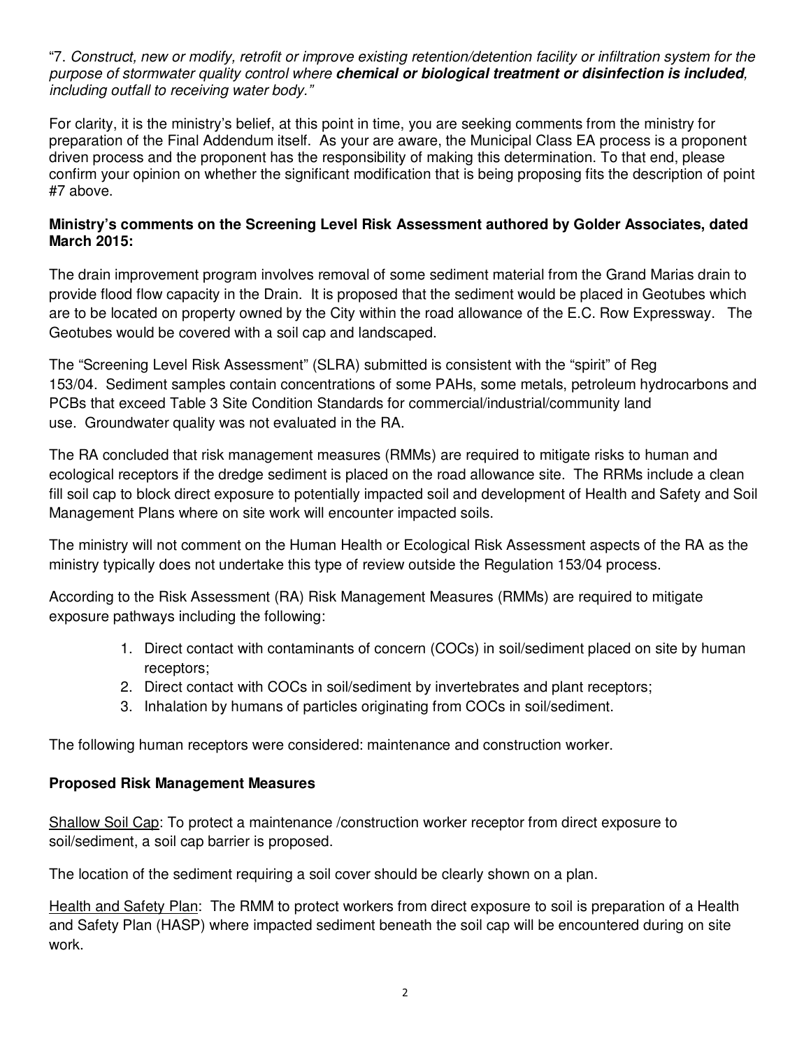"7. *Construct, new or modify, retrofit or improve existing retention/detention facility or infiltration system for the purpose of stormwater quality control where **chemical or biological treatment or disinfection is included**, including outfall to receiving water body."*

For clarity, it is the ministry's belief, at this point in time, you are seeking comments from the ministry for preparation of the Final Addendum itself. As your are aware, the Municipal Class EA process is a proponent driven process and the proponent has the responsibility of making this determination. To that end, please confirm your opinion on whether the significant modification that is being proposing fits the description of point #7 above.

**Ministry's comments on the Screening Level Risk Assessment authored by Golder Associates, dated March 2015:**

The drain improvement program involves removal of some sediment material from the Grand Marias drain to provide flood flow capacity in the Drain. It is proposed that the sediment would be placed in Geotubes which are to be located on property owned by the City within the road allowance of the E.C. Row Expressway. The Geotubes would be covered with a soil cap and landscaped.

The "Screening Level Risk Assessment" (SLRA) submitted is consistent with the "spirit" of Reg 153/04. Sediment samples contain concentrations of some PAHs, some metals, petroleum hydrocarbons and PCBs that exceed Table 3 Site Condition Standards for commercial/industrial/community land use. Groundwater quality was not evaluated in the RA.

The RA concluded that risk management measures (RMMs) are required to mitigate risks to human and ecological receptors if the dredge sediment is placed on the road allowance site. The RRMs include a clean fill soil cap to block direct exposure to potentially impacted soil and development of Health and Safety and Soil Management Plans where on site work will encounter impacted soils.

The ministry will not comment on the Human Health or Ecological Risk Assessment aspects of the RA as the ministry typically does not undertake this type of review outside the Regulation 153/04 process.

According to the Risk Assessment (RA) Risk Management Measures (RMMs) are required to mitigate exposure pathways including the following:

1. Direct contact with contaminants of concern (COCs) in soil/sediment placed on site by human receptors;
2. Direct contact with COCs in soil/sediment by invertebrates and plant receptors;
3. Inhalation by humans of particles originating from COCs in soil/sediment.

The following human receptors were considered: maintenance and construction worker.

**Proposed Risk Management Measures**

Shallow Soil Cap: To protect a maintenance /construction worker receptor from direct exposure to soil/sediment, a soil cap barrier is proposed.

The location of the sediment requiring a soil cover should be clearly shown on a plan.

Health and Safety Plan: The RMM to protect workers from direct exposure to soil is preparation of a Health and Safety Plan (HASP) where impacted sediment beneath the soil cap will be encountered during on site work.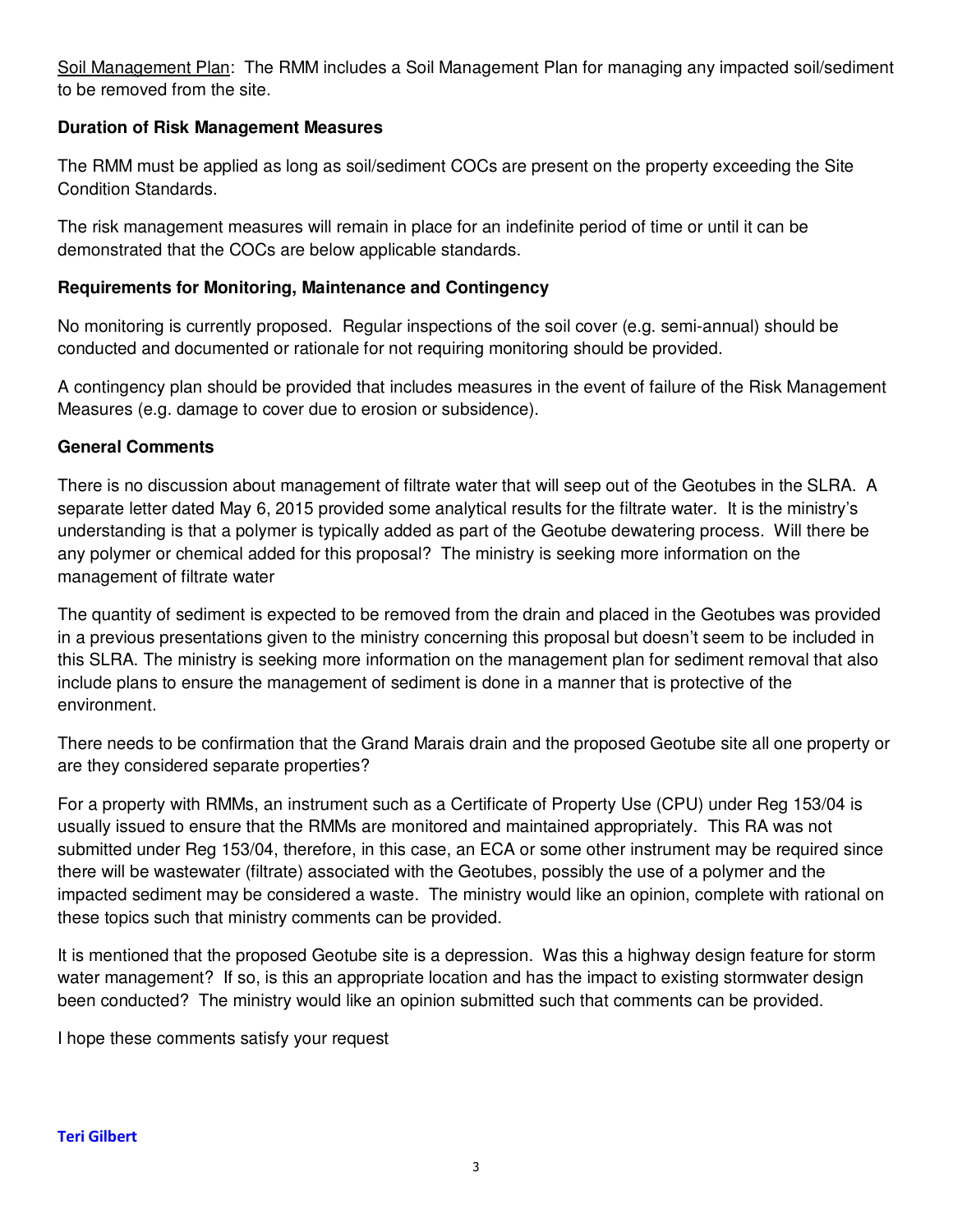Soil Management Plan: The RMM includes a Soil Management Plan for managing any impacted soil/sediment to be removed from the site.

**Duration of Risk Management Measures**

The RMM must be applied as long as soil/sediment COCs are present on the property exceeding the Site Condition Standards.

The risk management measures will remain in place for an indefinite period of time or until it can be demonstrated that the COCs are below applicable standards.

**Requirements for Monitoring, Maintenance and Contingency**

No monitoring is currently proposed. Regular inspections of the soil cover (e.g. semi-annual) should be conducted and documented or rationale for not requiring monitoring should be provided.

A contingency plan should be provided that includes measures in the event of failure of the Risk Management Measures (e.g. damage to cover due to erosion or subsidence).

**General Comments**

There is no discussion about management of filtrate water that will seep out of the Geotubes in the SLRA. A separate letter dated May 6, 2015 provided some analytical results for the filtrate water. It is the ministry's understanding is that a polymer is typically added as part of the Geotube dewatering process. Will there be any polymer or chemical added for this proposal? The ministry is seeking more information on the management of filtrate water

The quantity of sediment is expected to be removed from the drain and placed in the Geotubes was provided in a previous presentations given to the ministry concerning this proposal but doesn't seem to be included in this SLRA. The ministry is seeking more information on the management plan for sediment removal that also include plans to ensure the management of sediment is done in a manner that is protective of the environment.

There needs to be confirmation that the Grand Marais drain and the proposed Geotube site all one property or are they considered separate properties?

For a property with RMMs, an instrument such as a Certificate of Property Use (CPU) under Reg 153/04 is usually issued to ensure that the RMMs are monitored and maintained appropriately. This RA was not submitted under Reg 153/04, therefore, in this case, an ECA or some other instrument may be required since there will be wastewater (filtrate) associated with the Geotubes, possibly the use of a polymer and the impacted sediment may be considered a waste. The ministry would like an opinion, complete with rational on these topics such that ministry comments can be provided.

It is mentioned that the proposed Geotube site is a depression. Was this a highway design feature for storm water management? If so, is this an appropriate location and has the impact to existing stormwater design been conducted? The ministry would like an opinion submitted such that comments can be provided.

I hope these comments satisfy your request

**Teri Gilbert**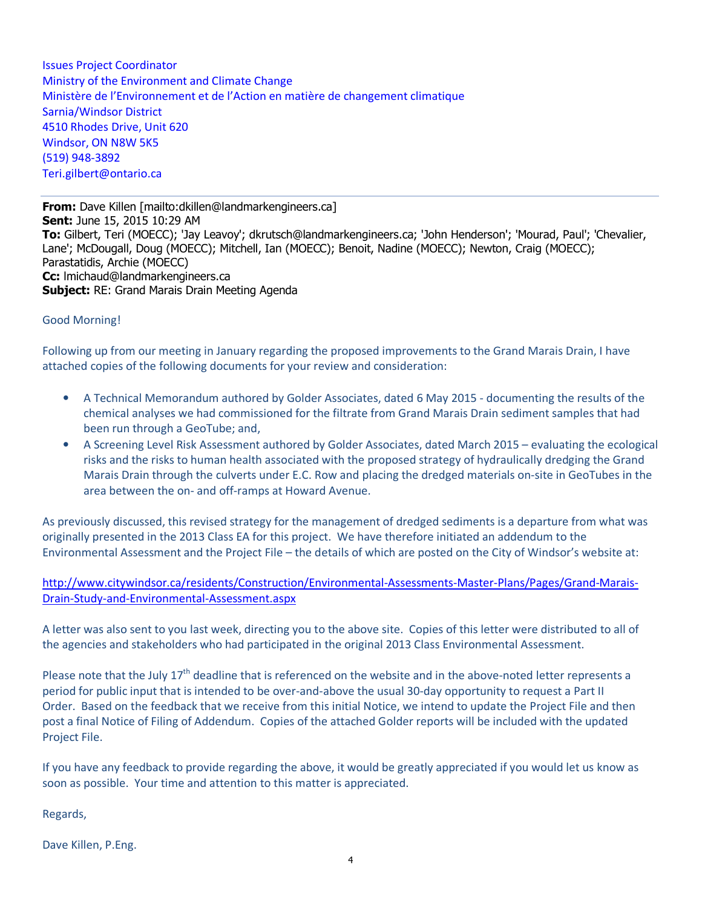Issues Project Coordinator
Ministry of the Environment and Climate Change
Ministère de l'Environnement et de l'Action en matière de changement climatique
Sarnia/Windsor District
4510 Rhodes Drive, Unit 620
Windsor, ON N8W 5K5
(519) 948-3892
Teri.gilbert@ontario.ca

---

**From:** Dave Killen [mailto:dkillen@landmarkengineers.ca]
**Sent:** June 15, 2015 10:29 AM
**To:** Gilbert, Teri (MOECC); 'Jay Leavoy'; dkrutsch@landmarkengineers.ca; 'John Henderson'; 'Mourad, Paul'; 'Chevalier, Lane'; McDougall, Doug (MOECC); Mitchell, Ian (MOECC); Benoit, Nadine (MOECC); Newton, Craig (MOECC); Parastatidis, Archie (MOECC)
**Cc:** lmichaud@landmarkengineers.ca
**Subject:** RE: Grand Marais Drain Meeting Agenda

Good Morning!

Following up from our meeting in January regarding the proposed improvements to the Grand Marais Drain, I have attached copies of the following documents for your review and consideration:

- A Technical Memorandum authored by Golder Associates, dated 6 May 2015 - documenting the results of the chemical analyses we had commissioned for the filtrate from Grand Marais Drain sediment samples that had been run through a GeoTube; and,
- A Screening Level Risk Assessment authored by Golder Associates, dated March 2015 – evaluating the ecological risks and the risks to human health associated with the proposed strategy of hydraulically dredging the Grand Marais Drain through the culverts under E.C. Row and placing the dredged materials on-site in GeoTubes in the area between the on- and off-ramps at Howard Avenue.

As previously discussed, this revised strategy for the management of dredged sediments is a departure from what was originally presented in the 2013 Class EA for this project. We have therefore initiated an addendum to the Environmental Assessment and the Project File – the details of which are posted on the City of Windsor's website at:

http://www.citywindsor.ca/residents/Construction/Environmental-Assessments-Master-Plans/Pages/Grand-Marais-Drain-Study-and-Environmental-Assessment.aspx

A letter was also sent to you last week, directing you to the above site. Copies of this letter were distributed to all of the agencies and stakeholders who had participated in the original 2013 Class Environmental Assessment.

Please note that the July 17th deadline that is referenced on the website and in the above-noted letter represents a period for public input that is intended to be over-and-above the usual 30-day opportunity to request a Part II Order. Based on the feedback that we receive from this initial Notice, we intend to update the Project File and then post a final Notice of Filing of Addendum. Copies of the attached Golder reports will be included with the updated Project File.

If you have any feedback to provide regarding the above, it would be greatly appreciated if you would let us know as soon as possible. Your time and attention to this matter is appreciated.

Regards,

Dave Killen, P.Eng.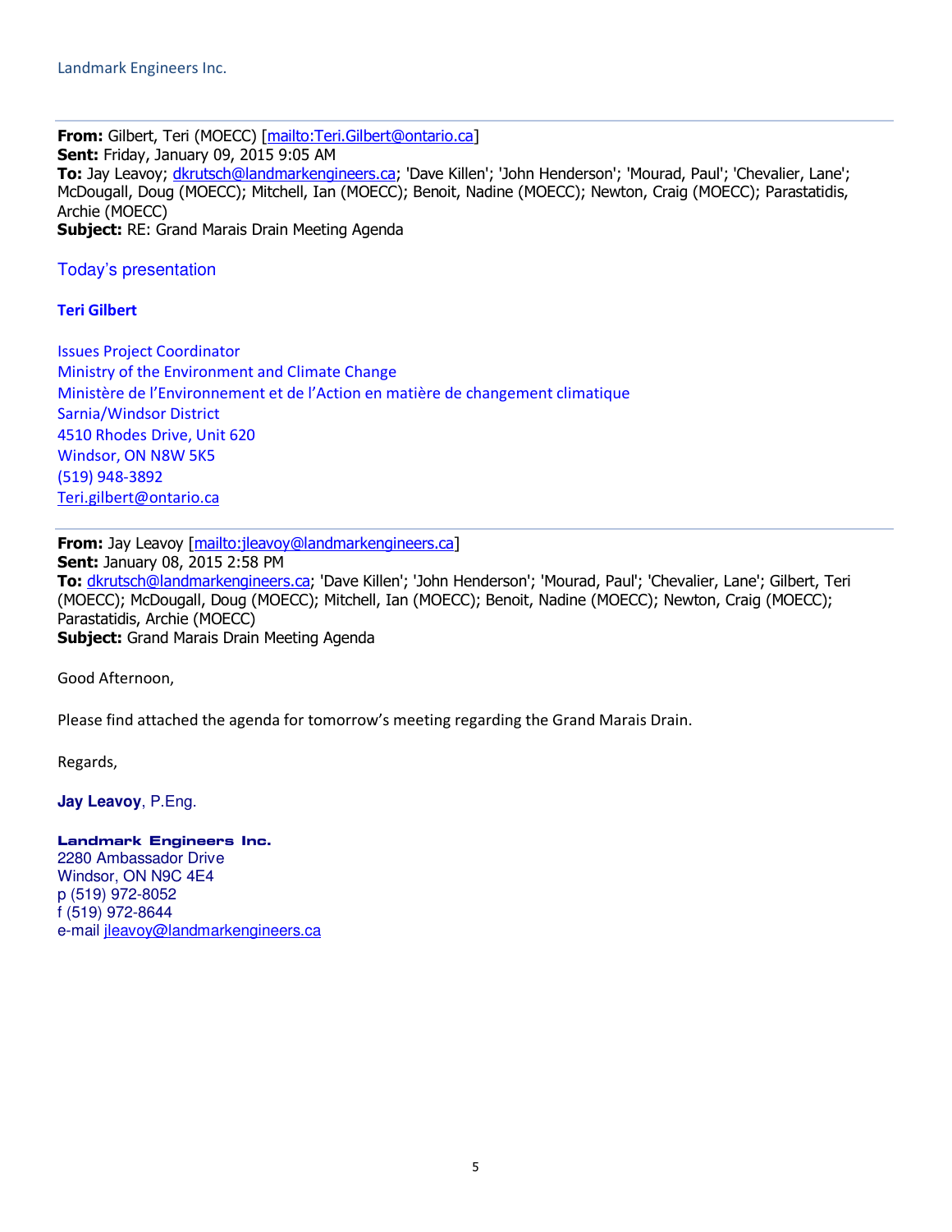**From:** Gilbert, Teri (MOECC) [mailto:Teri.Gilbert@ontario.ca]
**Sent:** Friday, January 09, 2015 9:05 AM
**To:** Jay Leavoy; dkrutsch@landmarkengineers.ca; 'Dave Killen'; 'John Henderson'; 'Mourad, Paul'; 'Chevalier, Lane'; McDougall, Doug (MOECC); Mitchell, Ian (MOECC); Benoit, Nadine (MOECC); Newton, Craig (MOECC); Parastatidis, Archie (MOECC)
**Subject:** RE: Grand Marais Drain Meeting Agenda

Today's presentation

**Teri Gilbert**

Issues Project Coordinator
Ministry of the Environment and Climate Change
Ministère de l'Environnement et de l'Action en matière de changement climatique
Sarnia/Windsor District
4510 Rhodes Drive, Unit 620
Windsor, ON N8W 5K5
(519) 948-3892
Teri.gilbert@ontario.ca

---

**From:** Jay Leavoy [mailto:jleavoy@landmarkengineers.ca]
**Sent:** January 08, 2015 2:58 PM
**To:** dkrutsch@landmarkengineers.ca; 'Dave Killen'; 'John Henderson'; 'Mourad, Paul'; 'Chevalier, Lane'; Gilbert, Teri (MOECC); McDougall, Doug (MOECC); Mitchell, Ian (MOECC); Benoit, Nadine (MOECC); Newton, Craig (MOECC); Parastatidis, Archie (MOECC)
**Subject:** Grand Marais Drain Meeting Agenda

Good Afternoon,

Please find attached the agenda for tomorrow's meeting regarding the Grand Marais Drain.

Regards,

**Jay Leavoy**, P.Eng.

**Landmark Engineers Inc.**
2280 Ambassador Drive
Windsor, ON N9C 4E4
p (519) 972-8052
f (519) 972-8644
e-mail jleavoy@landmarkengineers.ca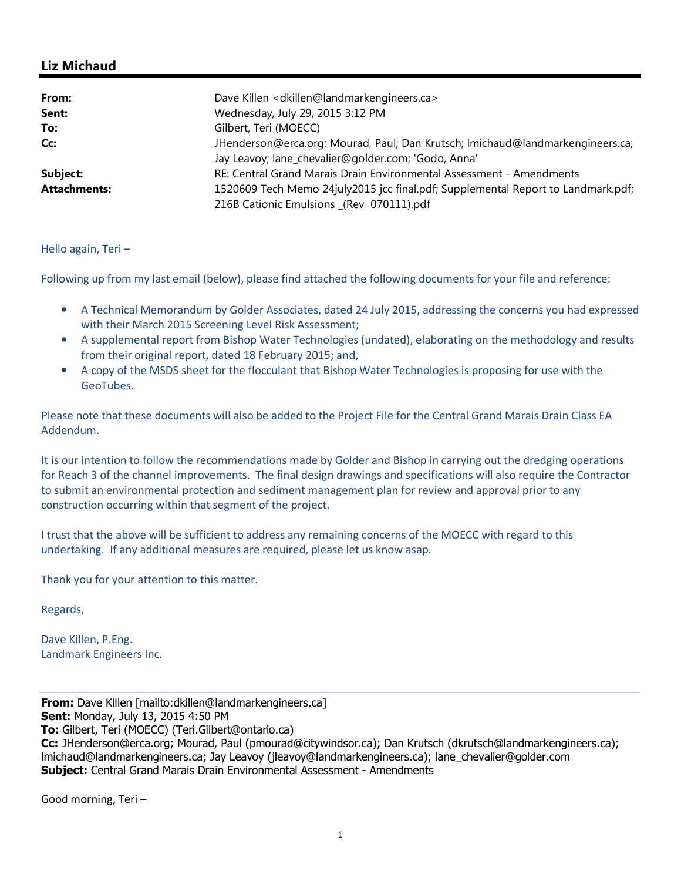## Liz Michaud

| | |
|---|---|
| **From:** | Dave Killen <dkillen@landmarkengineers.ca> |
| **Sent:** | Wednesday, July 29, 2015 3:12 PM |
| **To:** | Gilbert, Teri (MOECC) |
| **Cc:** | JHenderson@erca.org; Mourad, Paul; Dan Krutsch; lmichaud@landmarkengineers.ca; Jay Leavoy; lane_chevalier@golder.com; 'Godo, Anna' |
| **Subject:** | RE: Central Grand Marais Drain Environmental Assessment - Amendments |
| **Attachments:** | 1520609 Tech Memo 24july2015 jcc final.pdf; Supplemental Report to Landmark.pdf; 216B Cationic Emulsions _(Rev 070111).pdf |

Hello again, Teri –

Following up from my last email (below), please find attached the following documents for your file and reference:

- A Technical Memorandum by Golder Associates, dated 24 July 2015, addressing the concerns you had expressed with their March 2015 Screening Level Risk Assessment;
- A supplemental report from Bishop Water Technologies (undated), elaborating on the methodology and results from their original report, dated 18 February 2015; and,
- A copy of the MSDS sheet for the flocculant that Bishop Water Technologies is proposing for use with the GeoTubes.

Please note that these documents will also be added to the Project File for the Central Grand Marais Drain Class EA Addendum.

It is our intention to follow the recommendations made by Golder and Bishop in carrying out the dredging operations for Reach 3 of the channel improvements. The final design drawings and specifications will also require the Contractor to submit an environmental protection and sediment management plan for review and approval prior to any construction occurring within that segment of the project.

I trust that the above will be sufficient to address any remaining concerns of the MOECC with regard to this undertaking. If any additional measures are required, please let us know asap.

Thank you for your attention to this matter.

Regards,

Dave Killen, P.Eng.
Landmark Engineers Inc.

---

**From:** Dave Killen [mailto:dkillen@landmarkengineers.ca]
**Sent:** Monday, July 13, 2015 4:50 PM
**To:** Gilbert, Teri (MOECC) (Teri.Gilbert@ontario.ca)
**Cc:** JHenderson@erca.org; Mourad, Paul (pmourad@citywindsor.ca); Dan Krutsch (dkrutsch@landmarkengineers.ca); lmichaud@landmarkengineers.ca; Jay Leavoy (jleavoy@landmarkengineers.ca); lane_chevalier@golder.com
**Subject:** Central Grand Marais Drain Environmental Assessment - Amendments

Good morning, Teri –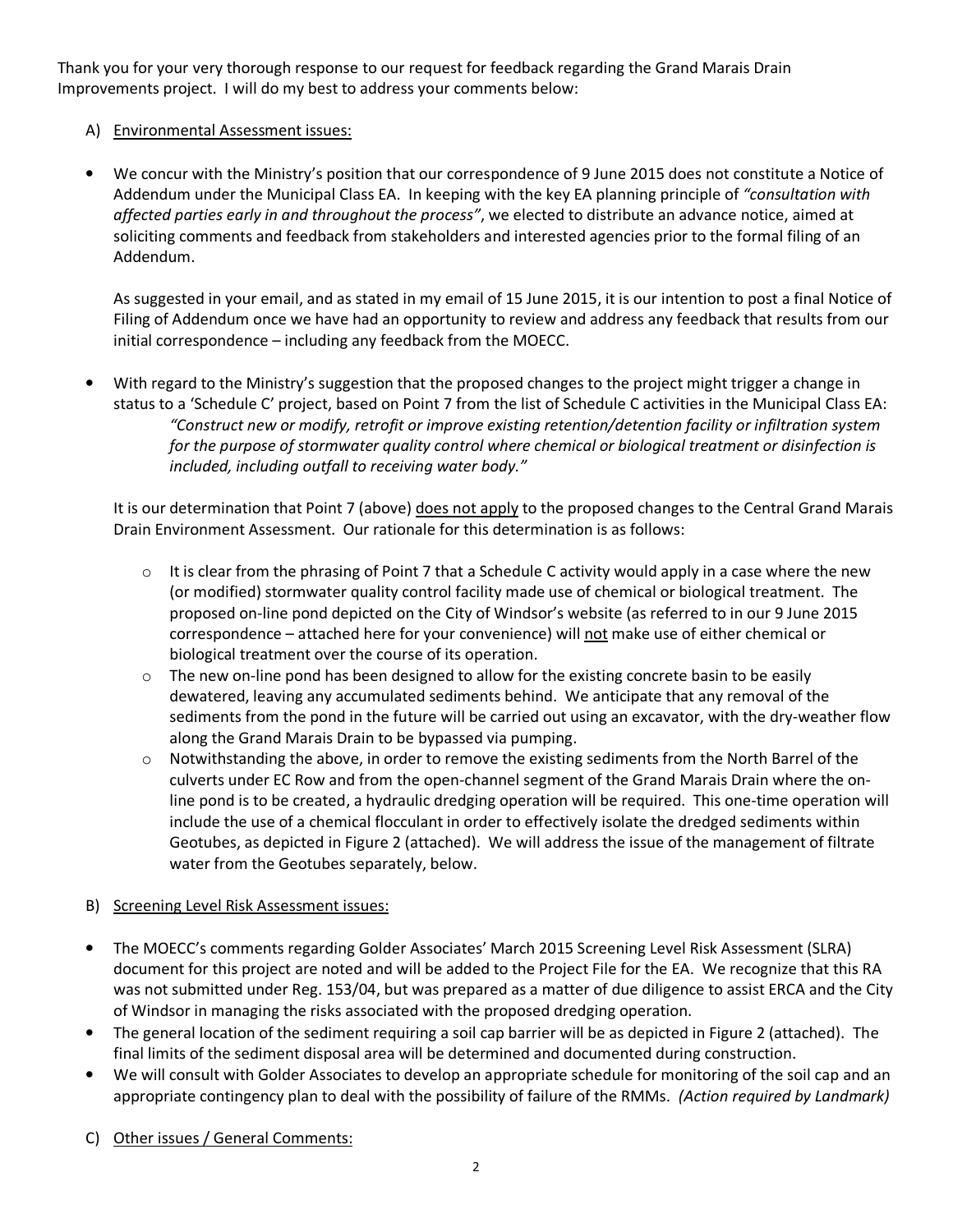Thank you for your very thorough response to our request for feedback regarding the Grand Marais Drain Improvements project. I will do my best to address your comments below:

A) <u>Environmental Assessment issues:</u>

- We concur with the Ministry's position that our correspondence of 9 June 2015 does not constitute a Notice of Addendum under the Municipal Class EA. In keeping with the key EA planning principle of *"consultation with affected parties early in and throughout the process"*, we elected to distribute an advance notice, aimed at soliciting comments and feedback from stakeholders and interested agencies prior to the formal filing of an Addendum.

  As suggested in your email, and as stated in my email of 15 June 2015, it is our intention to post a final Notice of Filing of Addendum once we have had an opportunity to review and address any feedback that results from our initial correspondence – including any feedback from the MOECC.

- With regard to the Ministry's suggestion that the proposed changes to the project might trigger a change in status to a 'Schedule C' project, based on Point 7 from the list of Schedule C activities in the Municipal Class EA:

  > *"Construct new or modify, retrofit or improve existing retention/detention facility or infiltration system for the purpose of stormwater quality control where chemical or biological treatment or disinfection is included, including outfall to receiving water body."*

  It is our determination that Point 7 (above) <u>does not apply</u> to the proposed changes to the Central Grand Marais Drain Environment Assessment. Our rationale for this determination is as follows:

  - It is clear from the phrasing of Point 7 that a Schedule C activity would apply in a case where the new (or modified) stormwater quality control facility made use of chemical or biological treatment. The proposed on-line pond depicted on the City of Windsor's website (as referred to in our 9 June 2015 correspondence – attached here for your convenience) will <u>not</u> make use of either chemical or biological treatment over the course of its operation.
  - The new on-line pond has been designed to allow for the existing concrete basin to be easily dewatered, leaving any accumulated sediments behind. We anticipate that any removal of the sediments from the pond in the future will be carried out using an excavator, with the dry-weather flow along the Grand Marais Drain to be bypassed via pumping.
  - Notwithstanding the above, in order to remove the existing sediments from the North Barrel of the culverts under EC Row and from the open-channel segment of the Grand Marais Drain where the on-line pond is to be created, a hydraulic dredging operation will be required. This one-time operation will include the use of a chemical flocculant in order to effectively isolate the dredged sediments within Geotubes, as depicted in Figure 2 (attached). We will address the issue of the management of filtrate water from the Geotubes separately, below.

B) <u>Screening Level Risk Assessment issues:</u>

- The MOECC's comments regarding Golder Associates' March 2015 Screening Level Risk Assessment (SLRA) document for this project are noted and will be added to the Project File for the EA. We recognize that this RA was not submitted under Reg. 153/04, but was prepared as a matter of due diligence to assist ERCA and the City of Windsor in managing the risks associated with the proposed dredging operation.
- The general location of the sediment requiring a soil cap barrier will be as depicted in Figure 2 (attached). The final limits of the sediment disposal area will be determined and documented during construction.
- We will consult with Golder Associates to develop an appropriate schedule for monitoring of the soil cap and an appropriate contingency plan to deal with the possibility of failure of the RMMs. *(Action required by Landmark)*

C) <u>Other issues / General Comments:</u>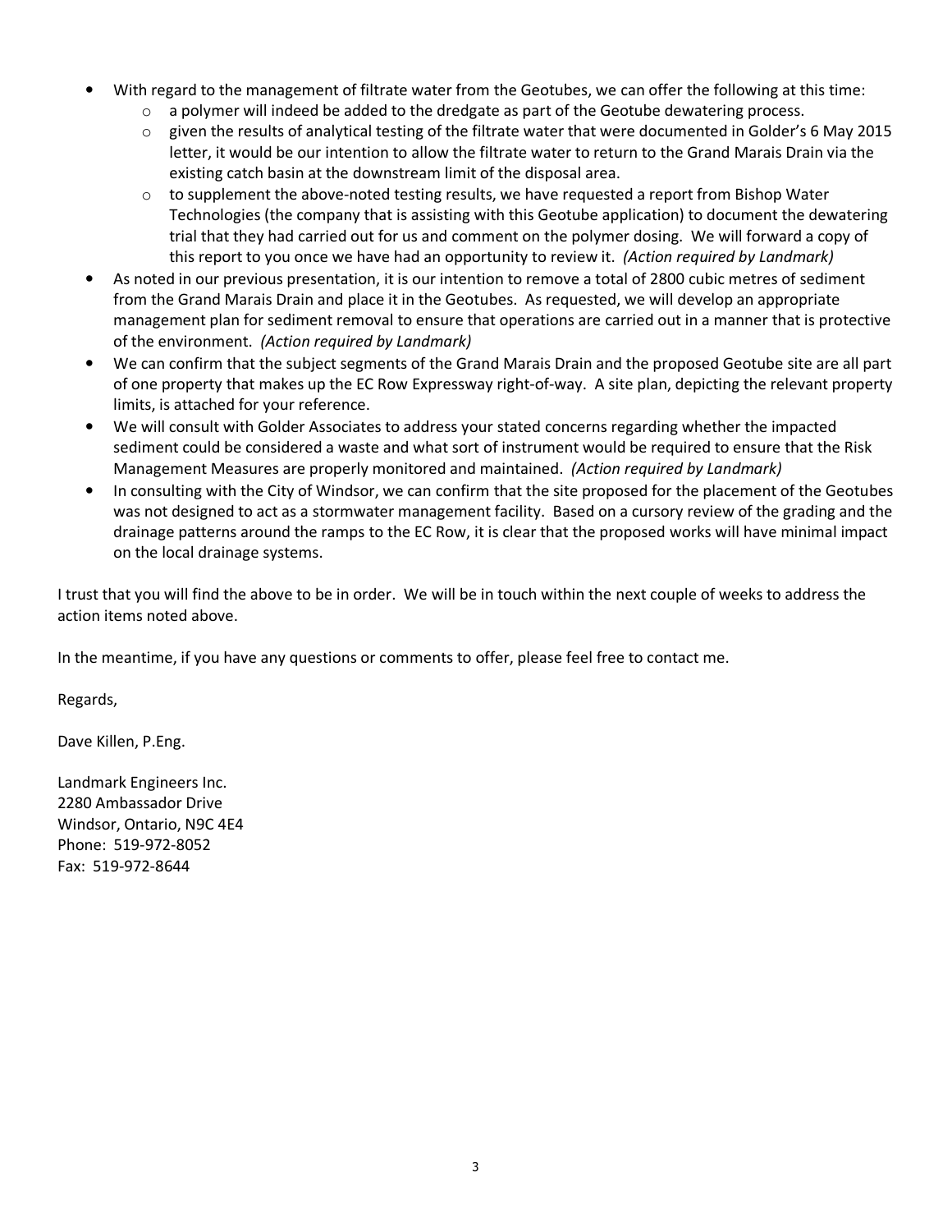- With regard to the management of filtrate water from the Geotubes, we can offer the following at this time:
  - a polymer will indeed be added to the dredgate as part of the Geotube dewatering process.
  - given the results of analytical testing of the filtrate water that were documented in Golder's 6 May 2015 letter, it would be our intention to allow the filtrate water to return to the Grand Marais Drain via the existing catch basin at the downstream limit of the disposal area.
  - to supplement the above-noted testing results, we have requested a report from Bishop Water Technologies (the company that is assisting with this Geotube application) to document the dewatering trial that they had carried out for us and comment on the polymer dosing. We will forward a copy of this report to you once we have had an opportunity to review it. *(Action required by Landmark)*
- As noted in our previous presentation, it is our intention to remove a total of 2800 cubic metres of sediment from the Grand Marais Drain and place it in the Geotubes. As requested, we will develop an appropriate management plan for sediment removal to ensure that operations are carried out in a manner that is protective of the environment. *(Action required by Landmark)*
- We can confirm that the subject segments of the Grand Marais Drain and the proposed Geotube site are all part of one property that makes up the EC Row Expressway right-of-way. A site plan, depicting the relevant property limits, is attached for your reference.
- We will consult with Golder Associates to address your stated concerns regarding whether the impacted sediment could be considered a waste and what sort of instrument would be required to ensure that the Risk Management Measures are properly monitored and maintained. *(Action required by Landmark)*
- In consulting with the City of Windsor, we can confirm that the site proposed for the placement of the Geotubes was not designed to act as a stormwater management facility. Based on a cursory review of the grading and the drainage patterns around the ramps to the EC Row, it is clear that the proposed works will have minimal impact on the local drainage systems.

I trust that you will find the above to be in order. We will be in touch within the next couple of weeks to address the action items noted above.

In the meantime, if you have any questions or comments to offer, please feel free to contact me.

Regards,

Dave Killen, P.Eng.

Landmark Engineers Inc.
2280 Ambassador Drive
Windsor, Ontario, N9C 4E4
Phone: 519-972-8052
Fax: 519-972-8644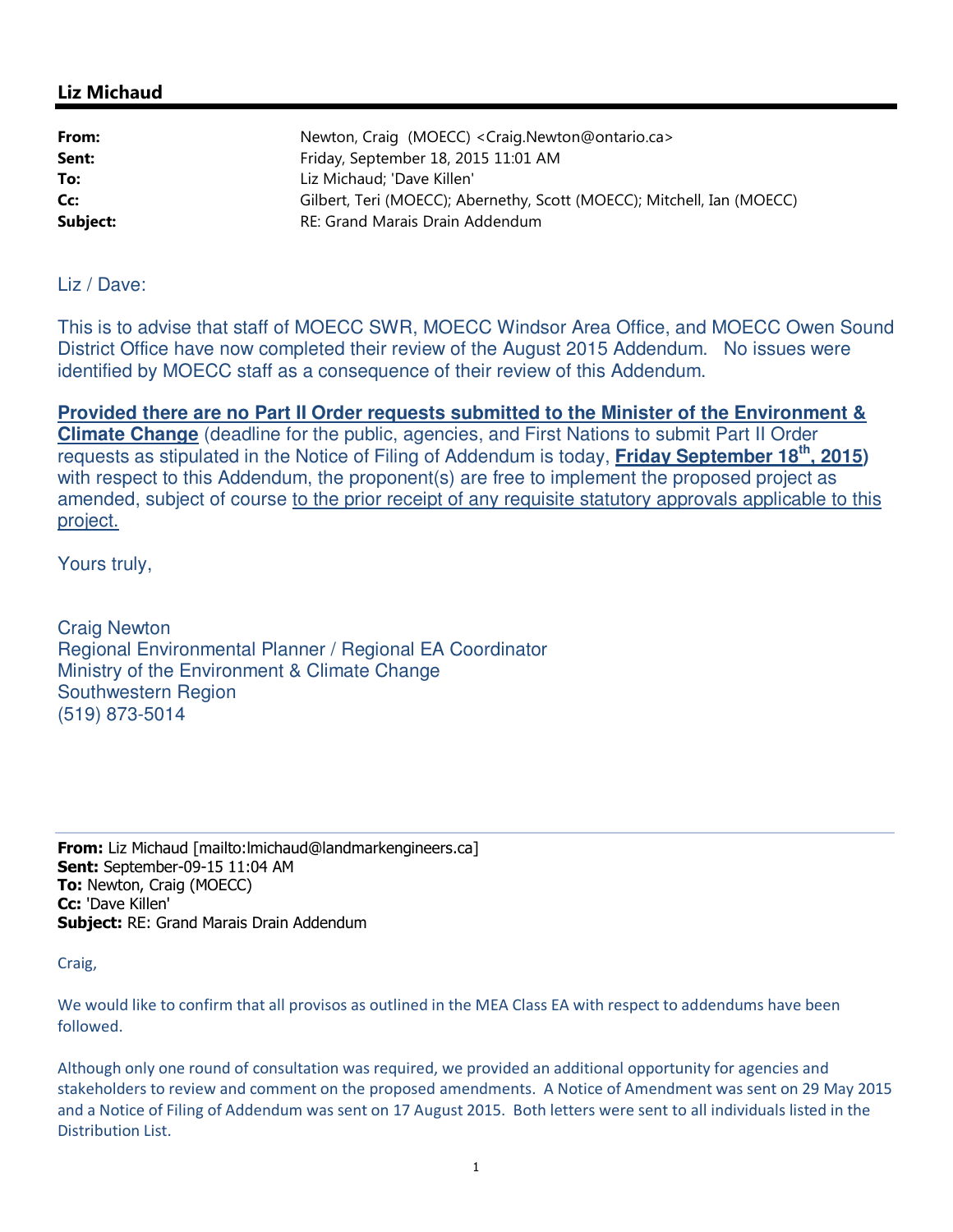## Liz Michaud

| | |
|---|---|
| **From:** | Newton, Craig (MOECC) <Craig.Newton@ontario.ca> |
| **Sent:** | Friday, September 18, 2015 11:01 AM |
| **To:** | Liz Michaud; 'Dave Killen' |
| **Cc:** | Gilbert, Teri (MOECC); Abernethy, Scott (MOECC); Mitchell, Ian (MOECC) |
| **Subject:** | RE: Grand Marais Drain Addendum |

Liz / Dave:

This is to advise that staff of MOECC SWR, MOECC Windsor Area Office, and MOECC Owen Sound District Office have now completed their review of the August 2015 Addendum. No issues were identified by MOECC staff as a consequence of their review of this Addendum.

**Provided there are no Part II Order requests submitted to the Minister of the Environment & Climate Change** (deadline for the public, agencies, and First Nations to submit Part II Order requests as stipulated in the Notice of Filing of Addendum is today, **Friday September 18th, 2015)** with respect to this Addendum, the proponent(s) are free to implement the proposed project as amended, subject of course to the prior receipt of any requisite statutory approvals applicable to this project.

Yours truly,

Craig Newton  
Regional Environmental Planner / Regional EA Coordinator  
Ministry of the Environment & Climate Change  
Southwestern Region  
(519) 873-5014

---

**From:** Liz Michaud [mailto:lmichaud@landmarkengineers.ca]  
**Sent:** September-09-15 11:04 AM  
**To:** Newton, Craig (MOECC)  
**Cc:** 'Dave Killen'  
**Subject:** RE: Grand Marais Drain Addendum

Craig,

We would like to confirm that all provisos as outlined in the MEA Class EA with respect to addendums have been followed.

Although only one round of consultation was required, we provided an additional opportunity for agencies and stakeholders to review and comment on the proposed amendments. A Notice of Amendment was sent on 29 May 2015 and a Notice of Filing of Addendum was sent on 17 August 2015. Both letters were sent to all individuals listed in the Distribution List.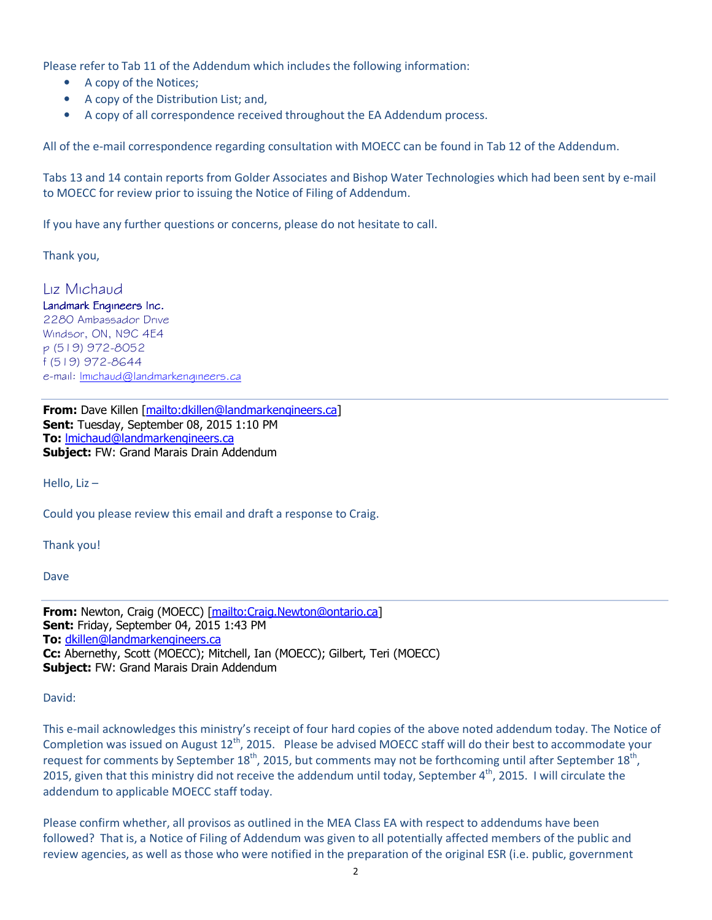Please refer to Tab 11 of the Addendum which includes the following information:

- A copy of the Notices;
- A copy of the Distribution List; and,
- A copy of all correspondence received throughout the EA Addendum process.

All of the e-mail correspondence regarding consultation with MOECC can be found in Tab 12 of the Addendum.

Tabs 13 and 14 contain reports from Golder Associates and Bishop Water Technologies which had been sent by e-mail to MOECC for review prior to issuing the Notice of Filing of Addendum.

If you have any further questions or concerns, please do not hesitate to call.

Thank you,

Liz Michaud
Landmark Engineers Inc.
2280 Ambassador Drive
Windsor, ON, N9C 4E4
p (519) 972-8052
f (519) 972-8644
e-mail: lmichaud@landmarkengineers.ca

---

**From:** Dave Killen [mailto:dkillen@landmarkengineers.ca]
**Sent:** Tuesday, September 08, 2015 1:10 PM
**To:** lmichaud@landmarkengineers.ca
**Subject:** FW: Grand Marais Drain Addendum

Hello, Liz –

Could you please review this email and draft a response to Craig.

Thank you!

Dave

---

**From:** Newton, Craig (MOECC) [mailto:Craig.Newton@ontario.ca]
**Sent:** Friday, September 04, 2015 1:43 PM
**To:** dkillen@landmarkengineers.ca
**Cc:** Abernethy, Scott (MOECC); Mitchell, Ian (MOECC); Gilbert, Teri (MOECC)
**Subject:** FW: Grand Marais Drain Addendum

David:

This e-mail acknowledges this ministry's receipt of four hard copies of the above noted addendum today. The Notice of Completion was issued on August 12th, 2015. Please be advised MOECC staff will do their best to accommodate your request for comments by September 18th, 2015, but comments may not be forthcoming until after September 18th, 2015, given that this ministry did not receive the addendum until today, September 4th, 2015. I will circulate the addendum to applicable MOECC staff today.

Please confirm whether, all provisos as outlined in the MEA Class EA with respect to addendums have been followed? That is, a Notice of Filing of Addendum was given to all potentially affected members of the public and review agencies, as well as those who were notified in the preparation of the original ESR (i.e. public, government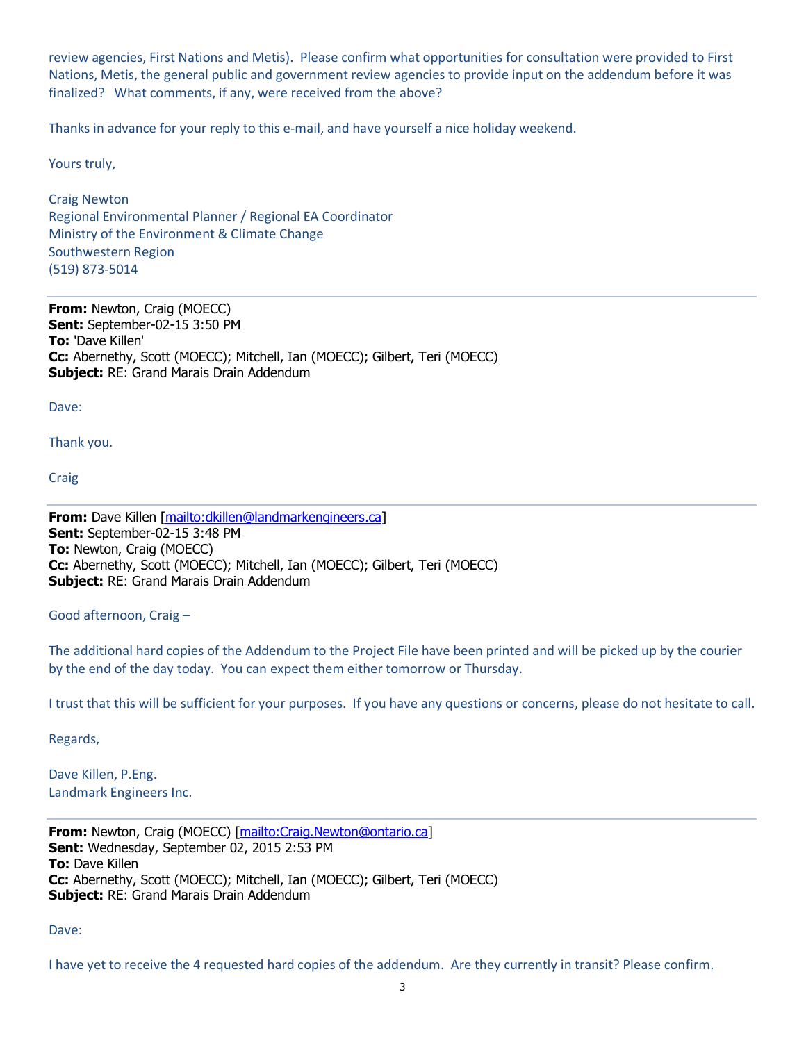review agencies, First Nations and Metis). Please confirm what opportunities for consultation were provided to First Nations, Metis, the general public and government review agencies to provide input on the addendum before it was finalized? What comments, if any, were received from the above?

Thanks in advance for your reply to this e-mail, and have yourself a nice holiday weekend.

Yours truly,

Craig Newton
Regional Environmental Planner / Regional EA Coordinator
Ministry of the Environment & Climate Change
Southwestern Region
(519) 873-5014

---

**From:** Newton, Craig (MOECC)
**Sent:** September-02-15 3:50 PM
**To:** 'Dave Killen'
**Cc:** Abernethy, Scott (MOECC); Mitchell, Ian (MOECC); Gilbert, Teri (MOECC)
**Subject:** RE: Grand Marais Drain Addendum

Dave:

Thank you.

Craig

---

**From:** Dave Killen [mailto:dkillen@landmarkengineers.ca]
**Sent:** September-02-15 3:48 PM
**To:** Newton, Craig (MOECC)
**Cc:** Abernethy, Scott (MOECC); Mitchell, Ian (MOECC); Gilbert, Teri (MOECC)
**Subject:** RE: Grand Marais Drain Addendum

Good afternoon, Craig –

The additional hard copies of the Addendum to the Project File have been printed and will be picked up by the courier by the end of the day today. You can expect them either tomorrow or Thursday.

I trust that this will be sufficient for your purposes. If you have any questions or concerns, please do not hesitate to call.

Regards,

Dave Killen, P.Eng.
Landmark Engineers Inc.

---

**From:** Newton, Craig (MOECC) [mailto:Craig.Newton@ontario.ca]
**Sent:** Wednesday, September 02, 2015 2:53 PM
**To:** Dave Killen
**Cc:** Abernethy, Scott (MOECC); Mitchell, Ian (MOECC); Gilbert, Teri (MOECC)
**Subject:** RE: Grand Marais Drain Addendum

Dave:

I have yet to receive the 4 requested hard copies of the addendum. Are they currently in transit? Please confirm.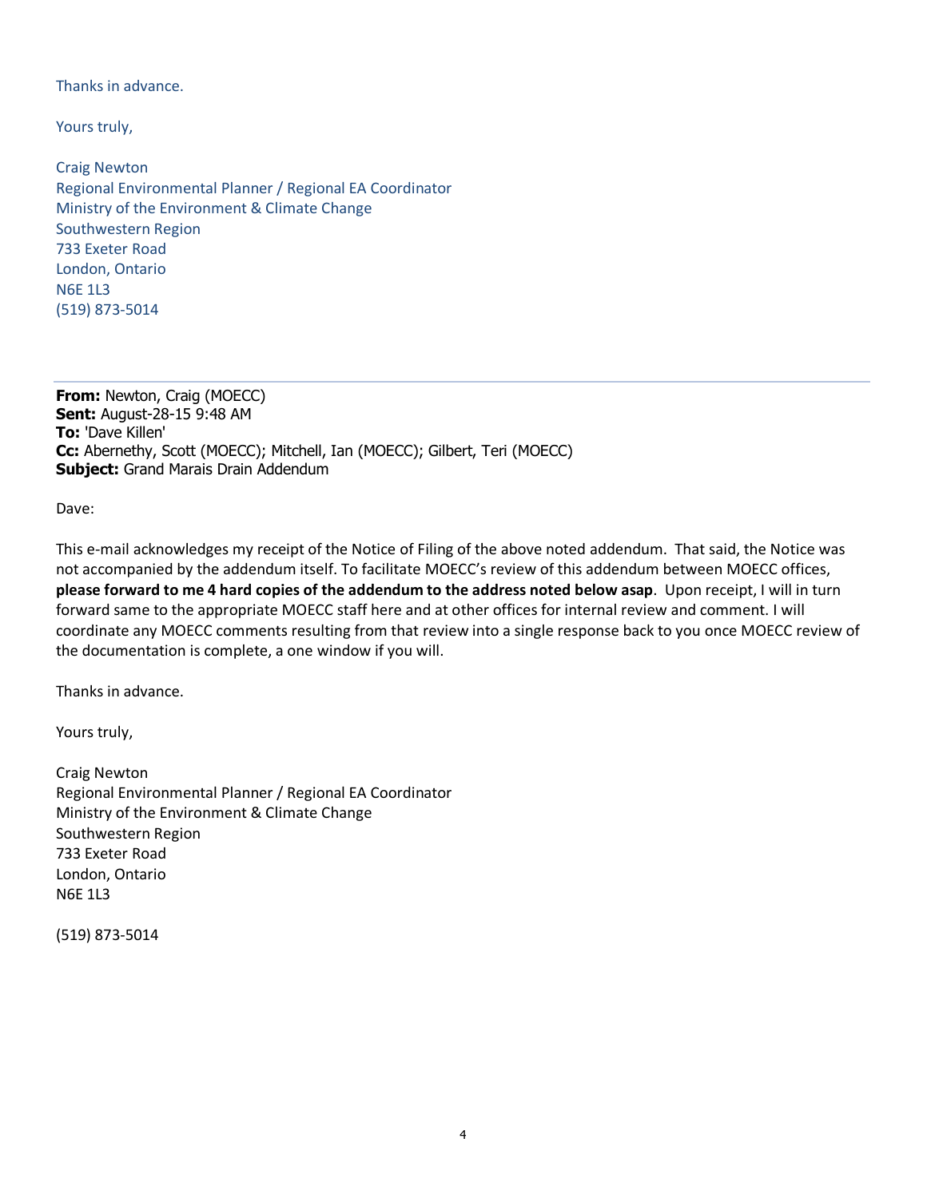Thanks in advance.

Yours truly,

Craig Newton
Regional Environmental Planner / Regional EA Coordinator
Ministry of the Environment & Climate Change
Southwestern Region
733 Exeter Road
London, Ontario
N6E 1L3
(519) 873-5014

---

**From:** Newton, Craig (MOECC)
**Sent:** August-28-15 9:48 AM
**To:** 'Dave Killen'
**Cc:** Abernethy, Scott (MOECC); Mitchell, Ian (MOECC); Gilbert, Teri (MOECC)
**Subject:** Grand Marais Drain Addendum

Dave:

This e-mail acknowledges my receipt of the Notice of Filing of the above noted addendum. That said, the Notice was not accompanied by the addendum itself. To facilitate MOECC's review of this addendum between MOECC offices, **please forward to me 4 hard copies of the addendum to the address noted below asap**. Upon receipt, I will in turn forward same to the appropriate MOECC staff here and at other offices for internal review and comment. I will coordinate any MOECC comments resulting from that review into a single response back to you once MOECC review of the documentation is complete, a one window if you will.

Thanks in advance.

Yours truly,

Craig Newton
Regional Environmental Planner / Regional EA Coordinator
Ministry of the Environment & Climate Change
Southwestern Region
733 Exeter Road
London, Ontario
N6E 1L3

(519) 873-5014